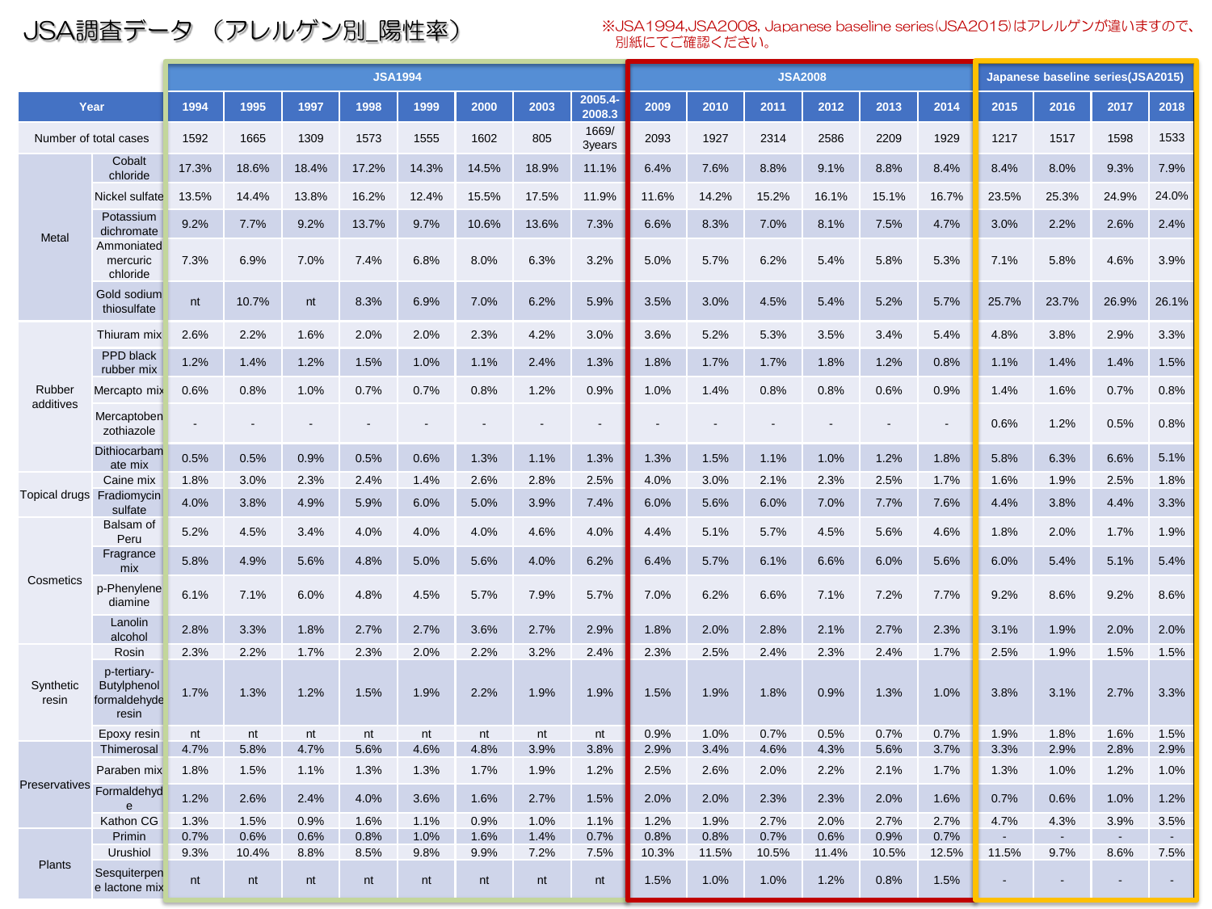# JSA調査データ（アレルゲン別_陽性率）

※JSA1994,JSA2008, Japanese baseline series(JSA2015)はアレルゲンが違いますので、別紙にてご確認ください。

| | | JSA1994 | | | | | | | | JSA2008 | | | | | | Japanese baseline series(JSA2015) | | | |
|---|---|---|---|---|---|---|---|---|---|---|---|---|---|---|---|---|---|---|---|
| Year | | 1994 | 1995 | 1997 | 1998 | 1999 | 2000 | 2003 | 2005.4-2008.3 | 2009 | 2010 | 2011 | 2012 | 2013 | 2014 | 2015 | 2016 | 2017 | 2018 |
| Number of total cases | | 1592 | 1665 | 1309 | 1573 | 1555 | 1602 | 805 | 1669/3years | 2093 | 1927 | 2314 | 2586 | 2209 | 1929 | 1217 | 1517 | 1598 | 1533 |
| Metal | Cobalt chloride | 17.3% | 18.6% | 18.4% | 17.2% | 14.3% | 14.5% | 18.9% | 11.1% | 6.4% | 7.6% | 8.8% | 9.1% | 8.8% | 8.4% | 8.4% | 8.0% | 9.3% | 7.9% |
| | Nickel sulfate | 13.5% | 14.4% | 13.8% | 16.2% | 12.4% | 15.5% | 17.5% | 11.9% | 11.6% | 14.2% | 15.2% | 16.1% | 15.1% | 16.7% | 23.5% | 25.3% | 24.9% | 24.0% |
| | Potassium dichromate | 9.2% | 7.7% | 9.2% | 13.7% | 9.7% | 10.6% | 13.6% | 7.3% | 6.6% | 8.3% | 7.0% | 8.1% | 7.5% | 4.7% | 3.0% | 2.2% | 2.6% | 2.4% |
| | Ammoniated mercuric chloride | 7.3% | 6.9% | 7.0% | 7.4% | 6.8% | 8.0% | 6.3% | 3.2% | 5.0% | 5.7% | 6.2% | 5.4% | 5.8% | 5.3% | 7.1% | 5.8% | 4.6% | 3.9% |
| | Gold sodium thiosulfate | nt | 10.7% | nt | 8.3% | 6.9% | 7.0% | 6.2% | 5.9% | 3.5% | 3.0% | 4.5% | 5.4% | 5.2% | 5.7% | 25.7% | 23.7% | 26.9% | 26.1% |
| Rubber additives | Thiuram mix | 2.6% | 2.2% | 1.6% | 2.0% | 2.0% | 2.3% | 4.2% | 3.0% | 3.6% | 5.2% | 5.3% | 3.5% | 3.4% | 5.4% | 4.8% | 3.8% | 2.9% | 3.3% |
| | PPD black rubber mix | 1.2% | 1.4% | 1.2% | 1.5% | 1.0% | 1.1% | 2.4% | 1.3% | 1.8% | 1.7% | 1.7% | 1.8% | 1.2% | 0.8% | 1.1% | 1.4% | 1.4% | 1.5% |
| | Mercapto mix | 0.6% | 0.8% | 1.0% | 0.7% | 0.7% | 0.8% | 1.2% | 0.9% | 1.0% | 1.4% | 0.8% | 0.8% | 0.6% | 0.9% | 1.4% | 1.6% | 0.7% | 0.8% |
| | Mercaptobenzothiazole | - | - | - | - | - | - | - | - | - | - | - | - | - | - | 0.6% | 1.2% | 0.5% | 0.8% |
| | Dithiocarbamate mix | 0.5% | 0.5% | 0.9% | 0.5% | 0.6% | 1.3% | 1.1% | 1.3% | 1.3% | 1.5% | 1.1% | 1.0% | 1.2% | 1.8% | 5.8% | 6.3% | 6.6% | 5.1% |
| Topical drugs | Caine mix | 1.8% | 3.0% | 2.3% | 2.4% | 1.4% | 2.6% | 2.8% | 2.5% | 4.0% | 3.0% | 2.1% | 2.3% | 2.5% | 1.7% | 1.6% | 1.9% | 2.5% | 1.8% |
| | Fradiomycin sulfate | 4.0% | 3.8% | 4.9% | 5.9% | 6.0% | 5.0% | 3.9% | 7.4% | 6.0% | 5.6% | 6.0% | 7.0% | 7.7% | 7.6% | 4.4% | 3.8% | 4.4% | 3.3% |
| Cosmetics | Balsam of Peru | 5.2% | 4.5% | 3.4% | 4.0% | 4.0% | 4.0% | 4.6% | 4.0% | 4.4% | 5.1% | 5.7% | 4.5% | 5.6% | 4.6% | 1.8% | 2.0% | 1.7% | 1.9% |
| | Fragrance mix | 5.8% | 4.9% | 5.6% | 4.8% | 5.0% | 5.6% | 4.0% | 6.2% | 6.4% | 5.7% | 6.1% | 6.6% | 6.0% | 5.6% | 6.0% | 5.4% | 5.1% | 5.4% |
| | p-Phenylenediamine | 6.1% | 7.1% | 6.0% | 4.8% | 4.5% | 5.7% | 7.9% | 5.7% | 7.0% | 6.2% | 6.6% | 7.1% | 7.2% | 7.7% | 9.2% | 8.6% | 9.2% | 8.6% |
| | Lanolin alcohol | 2.8% | 3.3% | 1.8% | 2.7% | 2.7% | 3.6% | 2.7% | 2.9% | 1.8% | 2.0% | 2.8% | 2.1% | 2.7% | 2.3% | 3.1% | 1.9% | 2.0% | 2.0% |
| Synthetic resin | Rosin | 2.3% | 2.2% | 1.7% | 2.3% | 2.0% | 2.2% | 3.2% | 2.4% | 2.3% | 2.5% | 2.4% | 2.3% | 2.4% | 1.7% | 2.5% | 1.9% | 1.5% | 1.5% |
| | p-tertiary-Butylphenol formaldehyde resin | 1.7% | 1.3% | 1.2% | 1.5% | 1.9% | 2.2% | 1.9% | 1.9% | 1.5% | 1.9% | 1.8% | 0.9% | 1.3% | 1.0% | 3.8% | 3.1% | 2.7% | 3.3% |
| | Epoxy resin | nt | nt | nt | nt | nt | nt | nt | nt | 0.9% | 1.0% | 0.7% | 0.5% | 0.7% | 0.7% | 1.9% | 1.8% | 1.6% | 1.5% |
| Preservatives | Thimerosal | 4.7% | 5.8% | 4.7% | 5.6% | 4.6% | 4.8% | 3.9% | 3.8% | 2.9% | 3.4% | 4.6% | 4.3% | 5.6% | 3.7% | 3.3% | 2.9% | 2.8% | 2.9% |
| | Paraben mix | 1.8% | 1.5% | 1.1% | 1.3% | 1.3% | 1.7% | 1.9% | 1.2% | 2.5% | 2.6% | 2.0% | 2.2% | 2.1% | 1.7% | 1.3% | 1.0% | 1.2% | 1.0% |
| | Formaldehyde | 1.2% | 2.6% | 2.4% | 4.0% | 3.6% | 1.6% | 2.7% | 1.5% | 2.0% | 2.0% | 2.3% | 2.3% | 2.0% | 1.6% | 0.7% | 0.6% | 1.0% | 1.2% |
| | Kathon CG | 1.3% | 1.5% | 0.9% | 1.6% | 1.1% | 0.9% | 1.0% | 1.1% | 1.2% | 1.9% | 2.7% | 2.0% | 2.7% | 2.7% | 4.7% | 4.3% | 3.9% | 3.5% |
| Plants | Primin | 0.7% | 0.6% | 0.6% | 0.8% | 1.0% | 1.6% | 1.4% | 0.7% | 0.8% | 0.8% | 0.7% | 0.6% | 0.9% | 0.7% | - | - | - | - |
| | Urushiol | 9.3% | 10.4% | 8.8% | 8.5% | 9.8% | 9.9% | 7.2% | 7.5% | 10.3% | 11.5% | 10.5% | 11.4% | 10.5% | 12.5% | 11.5% | 9.7% | 8.6% | 7.5% |
| | Sesquiterpene lactone mix | nt | nt | nt | nt | nt | nt | nt | nt | 1.5% | 1.0% | 1.0% | 1.2% | 0.8% | 1.5% | - | - | - | - |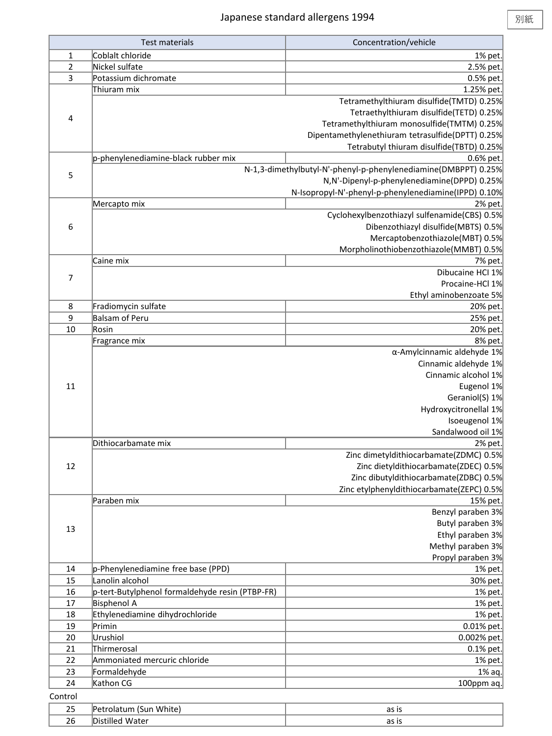# Japanese standard allergens 1994

別紙

| | Test materials | Concentration/vehicle |
|---|---|---|
| 1 | Coblalt chloride | 1% pet. |
| 2 | Nickel sulfate | 2.5% pet. |
| 3 | Potassium dichromate | 0.5% pet. |
| 4 | Thiuram mix | 1.25% pet. |
| | | Tetramethylthiuram disulfide(TMTD) 0.25% |
| | | Tetraethylthiuram disulfide(TETD) 0.25% |
| | | Tetramethylthiuram monosulfide(TMTM) 0.25% |
| | | Dipentamethylenethiuram tetrasulfide(DPTT) 0.25% |
| | | Tetrabutyl thiuram disulfide(TBTD) 0.25% |
| 5 | p-phenylenediamine-black rubber mix | 0.6% pet. |
| | | N-1,3-dimethylbutyl-N'-phenyl-p-phenylenediamine(DMBPPT) 0.25% |
| | | N,N'-Dipenyl-p-phenylenediamine(DPPD) 0.25% |
| | | N-Isopropyl-N'-phenyl-p-phenylenediamine(IPPD) 0.10% |
| 6 | Mercapto mix | 2% pet. |
| | | Cyclohexylbenzothiazyl sulfenamide(CBS) 0.5% |
| | | Dibenzothiazyl disulfide(MBTS) 0.5% |
| | | Mercaptobenzothiazole(MBT) 0.5% |
| | | Morpholinothiobenzothiazole(MMBT) 0.5% |
| 7 | Caine mix | 7% pet. |
| | | Dibucaine HCl 1% |
| | | Procaine-HCl 1% |
| | | Ethyl aminobenzoate 5% |
| 8 | Fradiomycin sulfate | 20% pet. |
| 9 | Balsam of Peru | 25% pet. |
| 10 | Rosin | 20% pet. |
| 11 | Fragrance mix | 8% pet. |
| | | α-Amylcinnamic aldehyde 1% |
| | | Cinnamic aldehyde 1% |
| | | Cinnamic alcohol 1% |
| | | Eugenol 1% |
| | | Geraniol(S) 1% |
| | | Hydroxycitronellal 1% |
| | | Isoeugenol 1% |
| | | Sandalwood oil 1% |
| 12 | Dithiocarbamate mix | 2% pet. |
| | | Zinc dimetyldithiocarbamate(ZDMC) 0.5% |
| | | Zinc dietyldithiocarbamate(ZDEC) 0.5% |
| | | Zinc dibutyldithiocarbamate(ZDBC) 0.5% |
| | | Zinc etylphenyldithiocarbamate(ZEPC) 0.5% |
| 13 | Paraben mix | 15% pet. |
| | | Benzyl paraben 3% |
| | | Butyl paraben 3% |
| | | Ethyl paraben 3% |
| | | Methyl paraben 3% |
| | | Propyl paraben 3% |
| 14 | p-Phenylenediamine free base (PPD) | 1% pet. |
| 15 | Lanolin alcohol | 30% pet. |
| 16 | p-tert-Butylphenol formaldehyde resin (PTBP-FR) | 1% pet. |
| 17 | Bisphenol A | 1% pet. |
| 18 | Ethylenediamine dihydrochloride | 1% pet. |
| 19 | Primin | 0.01% pet. |
| 20 | Urushiol | 0.002% pet. |
| 21 | Thirmerosal | 0.1% pet. |
| 22 | Ammoniated mercuric chloride | 1% pet. |
| 23 | Formaldehyde | 1% aq. |
| 24 | Kathon CG | 100ppm aq. |

Control

| | | |
|---|---|---|
| 25 | Petrolatum (Sun White) | as is |
| 26 | Distilled Water | as is |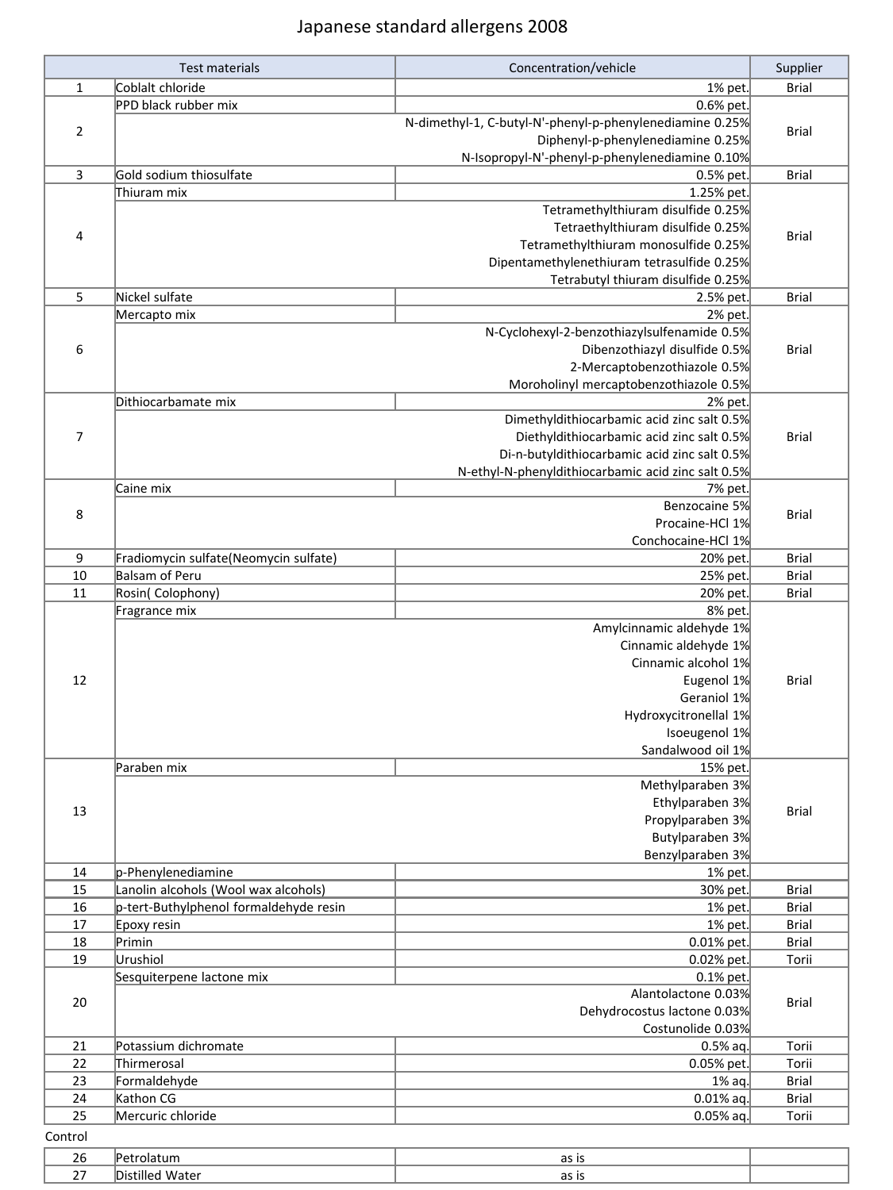# Japanese standard allergens 2008

| | Test materials | Concentration/vehicle | Supplier |
|---|---|---|---|
| 1 | Coblalt chloride | 1% pet. | Brial |
| 2 | PPD black rubber mix | 0.6% pet. | Brial |
| | | N-dimethyl-1, C-butyl-N'-phenyl-p-phenylenediamine 0.25% | |
| | | Diphenyl-p-phenylenediamine 0.25% | |
| | | N-Isopropyl-N'-phenyl-p-phenylenediamine 0.10% | |
| 3 | Gold sodium thiosulfate | 0.5% pet. | Brial |
| 4 | Thiuram mix | 1.25% pet. | Brial |
| | | Tetramethylthiuram disulfide 0.25% | |
| | | Tetraethylthiuram disulfide 0.25% | |
| | | Tetramethylthiuram monosulfide 0.25% | |
| | | Dipentamethylenethiuram tetrasulfide 0.25% | |
| | | Tetrabutyl thiuram disulfide 0.25% | |
| 5 | Nickel sulfate | 2.5% pet. | Brial |
| 6 | Mercapto mix | 2% pet. | Brial |
| | | N-Cyclohexyl-2-benzothiazylsulfenamide 0.5% | |
| | | Dibenzothiazyl disulfide 0.5% | |
| | | 2-Mercaptobenzothiazole 0.5% | |
| | | Moroholinyl mercaptobenzothiazole 0.5% | |
| 7 | Dithiocarbamate mix | 2% pet. | Brial |
| | | Dimethyldithiocarbamic acid zinc salt 0.5% | |
| | | Diethyldithiocarbamic acid zinc salt 0.5% | |
| | | Di-n-butyldithiocarbamic acid zinc salt 0.5% | |
| | | N-ethyl-N-phenyldithiocarbamic acid zinc salt 0.5% | |
| 8 | Caine mix | 7% pet. | Brial |
| | | Benzocaine 5% | |
| | | Procaine-HCl 1% | |
| | | Conchocaine-HCl 1% | |
| 9 | Fradiomycin sulfate(Neomycin sulfate) | 20% pet. | Brial |
| 10 | Balsam of Peru | 25% pet. | Brial |
| 11 | Rosin( Colophony) | 20% pet. | Brial |
| 12 | Fragrance mix | 8% pet. | Brial |
| | | Amylcinnamic aldehyde 1% | |
| | | Cinnamic aldehyde 1% | |
| | | Cinnamic alcohol 1% | |
| | | Eugenol 1% | |
| | | Geraniol 1% | |
| | | Hydroxycitronellal 1% | |
| | | Isoeugenol 1% | |
| | | Sandalwood oil 1% | |
| 13 | Paraben mix | 15% pet. | Brial |
| | | Methylparaben 3% | |
| | | Ethylparaben 3% | |
| | | Propylparaben 3% | |
| | | Butylparaben 3% | |
| | | Benzylparaben 3% | |
| 14 | p-Phenylenediamine | 1% pet. | |
| 15 | Lanolin alcohols (Wool wax alcohols) | 30% pet. | Brial |
| 16 | p-tert-Buthylphenol formaldehyde resin | 1% pet. | Brial |
| 17 | Epoxy resin | 1% pet. | Brial |
| 18 | Primin | 0.01% pet. | Brial |
| 19 | Urushiol | 0.02% pet. | Torii |
| 20 | Sesquiterpene lactone mix | 0.1% pet. | Brial |
| | | Alantolactone 0.03% | |
| | | Dehydrocostus lactone 0.03% | |
| | | Costunolide 0.03% | |
| 21 | Potassium dichromate | 0.5% aq. | Torii |
| 22 | Thirmerosal | 0.05% pet. | Torii |
| 23 | Formaldehyde | 1% aq. | Brial |
| 24 | Kathon CG | 0.01% aq. | Brial |
| 25 | Mercuric chloride | 0.05% aq. | Torii |

Control

| | | | |
|---|---|---|---|
| 26 | Petrolatum | as is | |
| 27 | Distilled Water | as is | |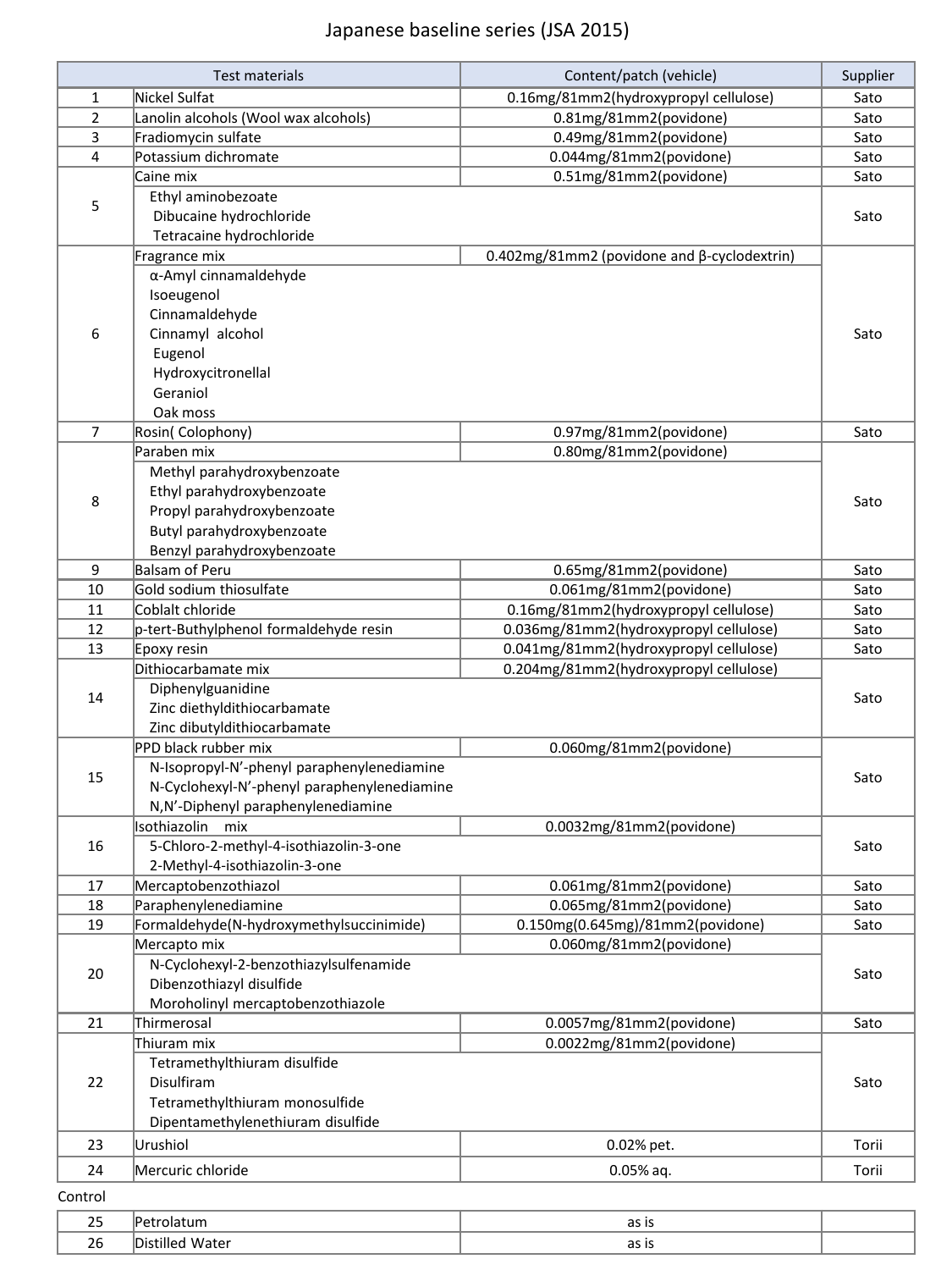# Japanese baseline series (JSA 2015)

| | Test materials | Content/patch (vehicle) | Supplier |
|---|---|---|---|
| 1 | Nickel Sulfat | 0.16mg/81mm2(hydroxypropyl cellulose) | Sato |
| 2 | Lanolin alcohols (Wool wax alcohols) | 0.81mg/81mm2(povidone) | Sato |
| 3 | Fradiomycin sulfate | 0.49mg/81mm2(povidone) | Sato |
| 4 | Potassium dichromate | 0.044mg/81mm2(povidone) | Sato |
| 5 | Caine mix | 0.51mg/81mm2(povidone) | Sato |
| | Ethyl aminobezoate | | Sato |
| | Dibucaine hydrochloride | | |
| | Tetracaine hydrochloride | | |
| 6 | Fragrance mix | 0.402mg/81mm2 (povidone and β-cyclodextrin) | Sato |
| | α-Amyl cinnamaldehyde | | |
| | Isoeugenol | | |
| | Cinnamaldehyde | | |
| | Cinnamyl alcohol | | |
| | Eugenol | | |
| | Hydroxycitronellal | | |
| | Geraniol | | |
| | Oak moss | | |
| 7 | Rosin( Colophony) | 0.97mg/81mm2(povidone) | Sato |
| 8 | Paraben mix | 0.80mg/81mm2(povidone) | Sato |
| | Methyl parahydroxybenzoate | | |
| | Ethyl parahydroxybenzoate | | |
| | Propyl parahydroxybenzoate | | |
| | Butyl parahydroxybenzoate | | |
| | Benzyl parahydroxybenzoate | | |
| 9 | Balsam of Peru | 0.65mg/81mm2(povidone) | Sato |
| 10 | Gold sodium thiosulfate | 0.061mg/81mm2(povidone) | Sato |
| 11 | Coblalt chloride | 0.16mg/81mm2(hydroxypropyl cellulose) | Sato |
| 12 | p-tert-Buthylphenol formaldehyde resin | 0.036mg/81mm2(hydroxypropyl cellulose) | Sato |
| 13 | Epoxy resin | 0.041mg/81mm2(hydroxypropyl cellulose) | Sato |
| 14 | Dithiocarbamate mix | 0.204mg/81mm2(hydroxypropyl cellulose) | Sato |
| | Diphenylguanidine | | |
| | Zinc diethyldithiocarbamate | | |
| | Zinc dibutyldithiocarbamate | | |
| 15 | PPD black rubber mix | 0.060mg/81mm2(povidone) | Sato |
| | N-Isopropyl-N'-phenyl paraphenylenediamine | | |
| | N-Cyclohexyl-N'-phenyl paraphenylenediamine | | |
| | N,N'-Diphenyl paraphenylenediamine | | |
| 16 | Isothiazolin mix | 0.0032mg/81mm2(povidone) | Sato |
| | 5-Chloro-2-methyl-4-isothiazolin-3-one | | |
| | 2-Methyl-4-isothiazolin-3-one | | |
| 17 | Mercaptobenzothiazol | 0.061mg/81mm2(povidone) | Sato |
| 18 | Paraphenylenediamine | 0.065mg/81mm2(povidone) | Sato |
| 19 | Formaldehyde(N-hydroxymethylsuccinimide) | 0.150mg(0.645mg)/81mm2(povidone) | Sato |
| 20 | Mercapto mix | 0.060mg/81mm2(povidone) | Sato |
| | N-Cyclohexyl-2-benzothiazylsulfenamide | | |
| | Dibenzothiazyl disulfide | | |
| | Moroholinyl mercaptobenzothiazole | | |
| 21 | Thirmerosal | 0.0057mg/81mm2(povidone) | Sato |
| 22 | Thiuram mix | 0.0022mg/81mm2(povidone) | Sato |
| | Tetramethylthiuram disulfide | | |
| | Disulfiram | | |
| | Tetramethylthiuram monosulfide | | |
| | Dipentamethylenethiuram disulfide | | |
| 23 | Urushiol | 0.02% pet. | Torii |
| 24 | Mercuric chloride | 0.05% aq. | Torii |

Control

| | | | |
|---|---|---|---|
| 25 | Petrolatum | as is | |
| 26 | Distilled Water | as is | |